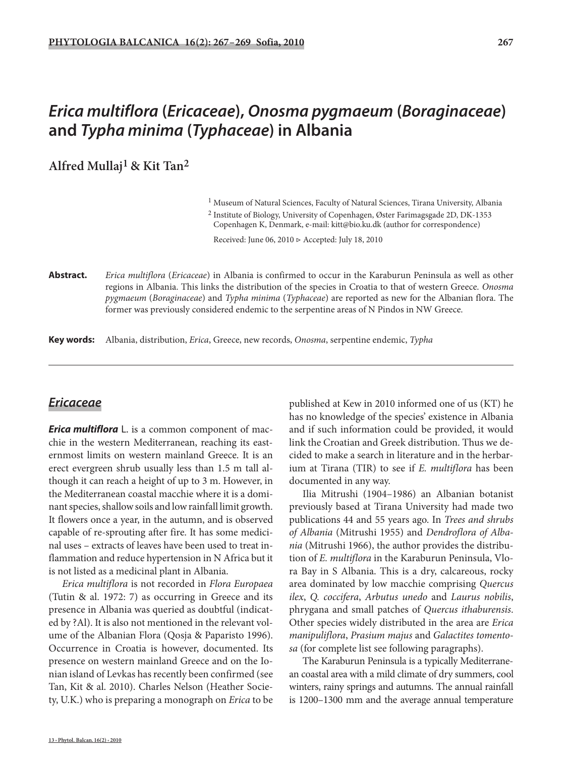# *Erica multiflora* (*Ericaceae*), *Onosma pygmaeum* (*Boraginaceae*) and *Typha minima* (*Typhaceae*) in Albania

**Alfred Mullaj[1] & Kit Tan[2]**

[1] Museum of Natural Sciences, Faculty of Natural Sciences, Tirana University, Albania

[2] Institute of Biology, University of Copenhagen, Øster Farimagsgade 2D, DK-1353 Copenhagen K, Denmark, e-mail: kitt@bio.ku.dk (author for correspondence)

Received: June 06, 2010 ▷ Accepted: July 18, 2010

**Abstract.** *Erica multiflora* (*Ericaceae*) in Albania is confirmed to occur in the Karaburun Peninsula as well as other regions in Albania. This links the distribution of the species in Croatia to that of western Greece. *Onosma pygmaeum* (*Boraginaceae*) and *Typha minima* (*Typhaceae*) are reported as new for the Albanian flora. The former was previously considered endemic to the serpentine areas of N Pindos in NW Greece.

**Key words:** Albania, distribution, *Erica*, Greece, new records, *Onosma*, serpentine endemic, *Typha*

## *Ericaceae*

***Erica multiflora*** L. is a common component of macchie in the western Mediterranean, reaching its easternmost limits on western mainland Greece. It is an erect evergreen shrub usually less than 1.5 m tall although it can reach a height of up to 3 m. However, in the Mediterranean coastal macchie where it is a dominant species, shallow soils and low rainfall limit growth. It flowers once a year, in the autumn, and is observed capable of re-sprouting after fire. It has some medicinal uses – extracts of leaves have been used to treat inflammation and reduce hypertension in N Africa but it is not listed as a medicinal plant in Albania.

*Erica multiflora* is not recorded in *Flora Europaea* (Tutin & al. 1972: 7) as occurring in Greece and its presence in Albania was queried as doubtful (indicated by ?Al). It is also not mentioned in the relevant volume of the Albanian Flora (Qosja & Paparisto 1996). Occurrence in Croatia is however, documented. Its presence on western mainland Greece and on the Ionian island of Levkas has recently been confirmed (see Tan, Kit & al. 2010). Charles Nelson (Heather Society, U.K.) who is preparing a monograph on *Erica* to be published at Kew in 2010 informed one of us (KT) he has no knowledge of the species' existence in Albania and if such information could be provided, it would link the Croatian and Greek distribution. Thus we decided to make a search in literature and in the herbarium at Tirana (TIR) to see if *E. multiflora* has been documented in any way.

Ilia Mitrushi (1904–1986) an Albanian botanist previously based at Tirana University had made two publications 44 and 55 years ago. In *Trees and shrubs of Albania* (Mitrushi 1955) and *Dendroflora of Albania* (Mitrushi 1966), the author provides the distribution of *E. multiflora* in the Karaburun Peninsula, Vlora Bay in S Albania. This is a dry, calcareous, rocky area dominated by low macchie comprising *Quercus ilex*, *Q. coccifera*, *Arbutus unedo* and *Laurus nobilis*, phrygana and small patches of *Quercus ithaburensis*. Other species widely distributed in the area are *Erica manipuliflora*, *Prasium majus* and *Galactites tomentosa* (for complete list see following paragraphs).

The Karaburun Peninsula is a typically Mediterranean coastal area with a mild climate of dry summers, cool winters, rainy springs and autumns. The annual rainfall is 1200–1300 mm and the average annual temperature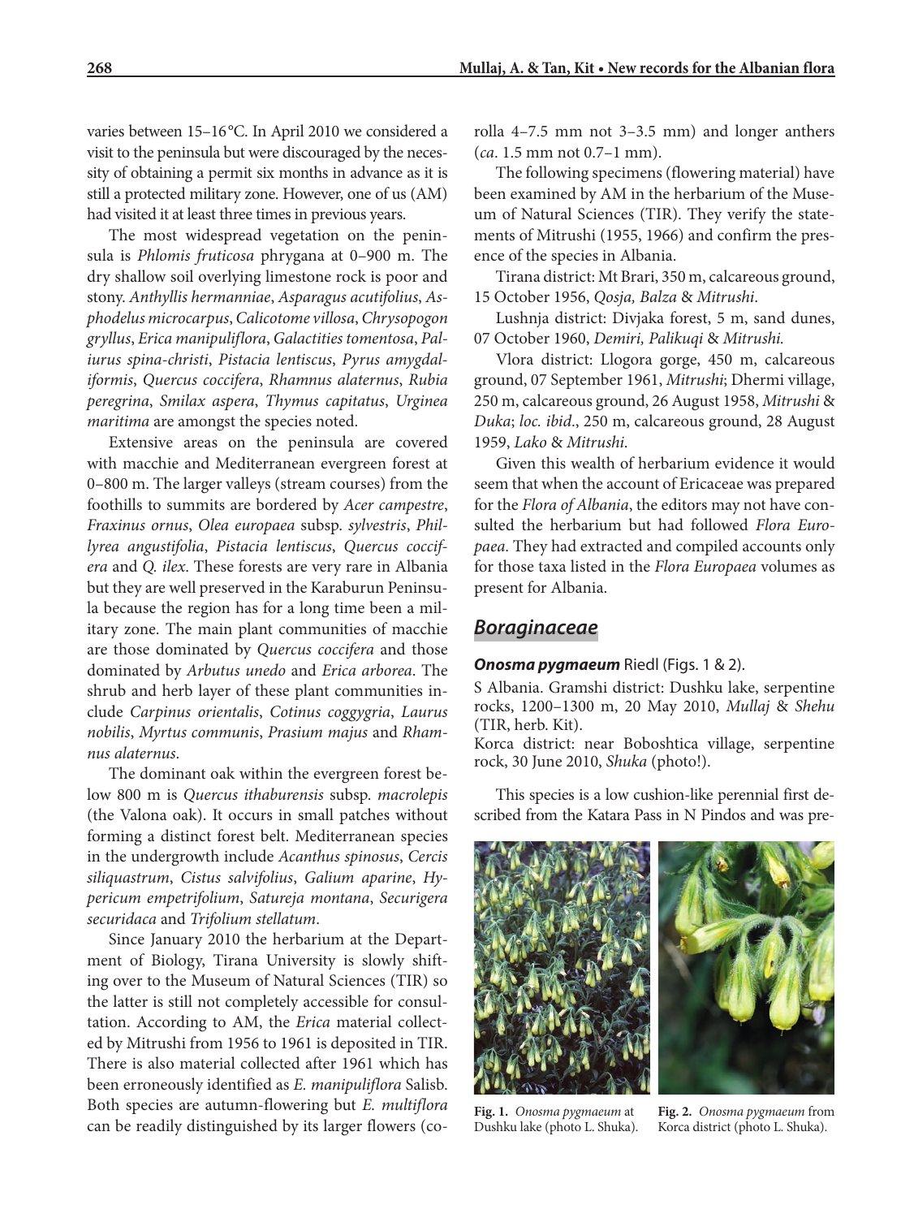varies between 15–16 °C. In April 2010 we considered a visit to the peninsula but were discouraged by the necessity of obtaining a permit six months in advance as it is still a protected military zone. However, one of us (AM) had visited it at least three times in previous years.

The most widespread vegetation on the peninsula is *Phlomis fruticosa* phrygana at 0–900 m. The dry shallow soil overlying limestone rock is poor and stony. *Anthyllis hermanniae*, *Asparagus acutifolius*, *Asphodelus microcarpus*, *Calicotome villosa*, *Chrysopogon gryllus*, *Erica manipuliflora*, *Galactities tomentosa*, *Paliurus spina-christi*, *Pistacia lentiscus*, *Pyrus amygdaliformis*, *Quercus coccifera*, *Rhamnus alaternus*, *Rubia peregrina*, *Smilax aspera*, *Thymus capitatus*, *Urginea maritima* are amongst the species noted.

Extensive areas on the peninsula are covered with macchie and Mediterranean evergreen forest at 0–800 m. The larger valleys (stream courses) from the foothills to summits are bordered by *Acer campestre*, *Fraxinus ornus*, *Olea europaea* subsp. *sylvestris*, *Phillyrea angustifolia*, *Pistacia lentiscus*, *Quercus coccifera* and *Q. ilex*. These forests are very rare in Albania but they are well preserved in the Karaburun Peninsula because the region has for a long time been a military zone. The main plant communities of macchie are those dominated by *Quercus coccifera* and those dominated by *Arbutus unedo* and *Erica arborea*. The shrub and herb layer of these plant communities include *Carpinus orientalis*, *Cotinus coggygria*, *Laurus nobilis*, *Myrtus communis*, *Prasium majus* and *Rhamnus alaternus*.

The dominant oak within the evergreen forest below 800 m is *Quercus ithaburensis* subsp. *macrolepis* (the Valona oak). It occurs in small patches without forming a distinct forest belt. Mediterranean species in the undergrowth include *Acanthus spinosus*, *Cercis siliquastrum*, *Cistus salvifolius*, *Galium aparine*, *Hypericum empetrifolium*, *Satureja montana*, *Securigera securidaca* and *Trifolium stellatum*.

Since January 2010 the herbarium at the Department of Biology, Tirana University is slowly shifting over to the Museum of Natural Sciences (TIR) so the latter is still not completely accessible for consultation. According to AM, the *Erica* material collected by Mitrushi from 1956 to 1961 is deposited in TIR. There is also material collected after 1961 which has been erroneously identified as *E. manipuliflora* Salisb. Both species are autumn-flowering but *E. multiflora* can be readily distinguished by its larger flowers (corolla 4–7.5 mm not 3–3.5 mm) and longer anthers (*ca*. 1.5 mm not 0.7–1 mm).

The following specimens (flowering material) have been examined by AM in the herbarium of the Museum of Natural Sciences (TIR). They verify the statements of Mitrushi (1955, 1966) and confirm the presence of the species in Albania.

Tirana district: Mt Brari, 350 m, calcareous ground, 15 October 1956, *Qosja, Balza* & *Mitrushi*.

Lushnja district: Divjaka forest, 5 m, sand dunes, 07 October 1960, *Demiri, Palikuqi* & *Mitrushi*.

Vlora district: Llogora gorge, 450 m, calcareous ground, 07 September 1961, *Mitrushi*; Dhermi village, 250 m, calcareous ground, 26 August 1958, *Mitrushi* & *Duka*; *loc. ibid*., 250 m, calcareous ground, 28 August 1959, *Lako* & *Mitrushi*.

Given this wealth of herbarium evidence it would seem that when the account of Ericaceae was prepared for the *Flora of Albania*, the editors may not have consulted the herbarium but had followed *Flora Europaea*. They had extracted and compiled accounts only for those taxa listed in the *Flora Europaea* volumes as present for Albania.

## *Boraginaceae*

***Onosma pygmaeum*** Riedl (Figs. 1 & 2).

S Albania. Gramshi district: Dushku lake, serpentine rocks, 1200–1300 m, 20 May 2010, *Mullaj* & *Shehu* (TIR, herb. Kit).
Korca district: near Boboshtica village, serpentine rock, 30 June 2010, *Shuka* (photo!).

This species is a low cushion-like perennial first described from the Katara Pass in N Pindos and was pre-

**Fig. 1.** *Onosma pygmaeum* at Dushku lake (photo L. Shuka).

**Fig. 2.** *Onosma pygmaeum* from Korca district (photo L. Shuka).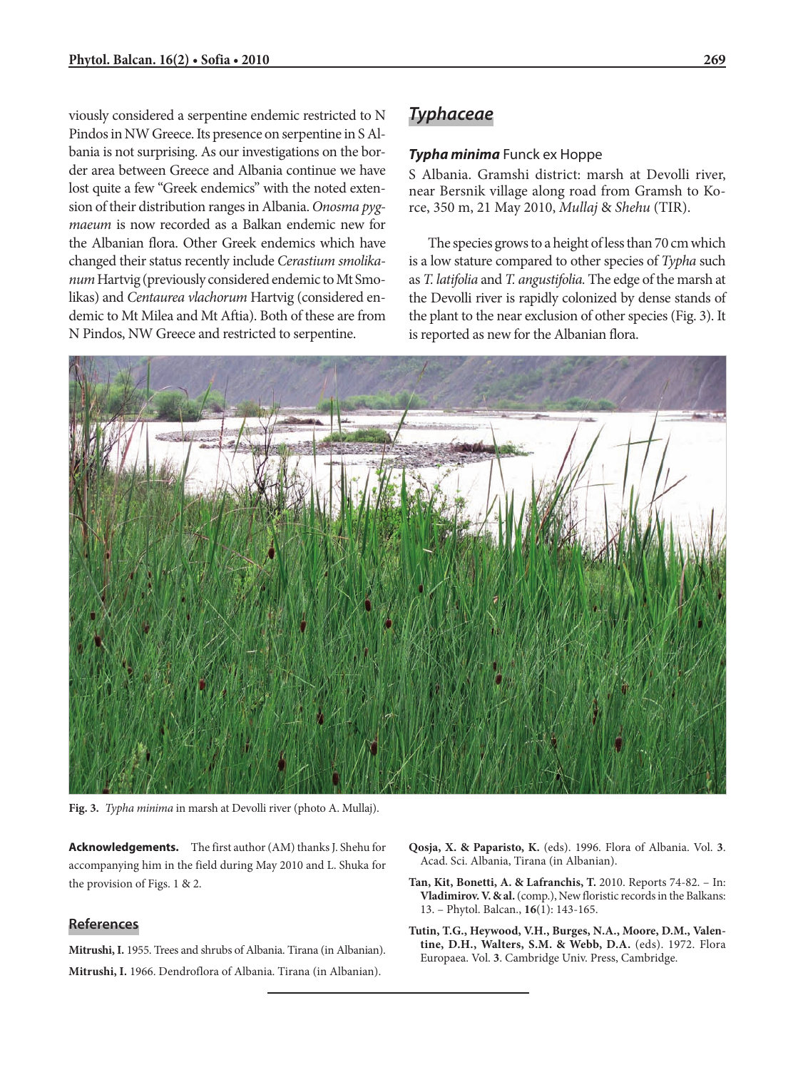viously considered a serpentine endemic restricted to N Pindos in NW Greece. Its presence on serpentine in S Albania is not surprising. As our investigations on the border area between Greece and Albania continue we have lost quite a few "Greek endemics" with the noted extension of their distribution ranges in Albania. *Onosma pygmaeum* is now recorded as a Balkan endemic new for the Albanian flora. Other Greek endemics which have changed their status recently include *Cerastium smolikanum* Hartvig (previously considered endemic to Mt Smolikas) and *Centaurea vlachorum* Hartvig (considered endemic to Mt Milea and Mt Aftia). Both of these are from N Pindos, NW Greece and restricted to serpentine.

## *Typhaceae*

### ***Typha minima*** Funck ex Hoppe

S Albania. Gramshi district: marsh at Devolli river, near Bersnik village along road from Gramsh to Korce, 350 m, 21 May 2010, *Mullaj* & *Shehu* (TIR).

The species grows to a height of less than 70 cm which is a low stature compared to other species of *Typha* such as *T. latifolia* and *T. angustifolia.* The edge of the marsh at the Devolli river is rapidly colonized by dense stands of the plant to the near exclusion of other species (Fig. 3). It is reported as new for the Albanian flora.

**Fig. 3.** *Typha minima* in marsh at Devolli river (photo A. Mullaj).

**Acknowledgements.** The first author (AM) thanks J. Shehu for accompanying him in the field during May 2010 and L. Shuka for the provision of Figs. 1 & 2.

## References

**Mitrushi, I.** 1955. Trees and shrubs of Albania. Tirana (in Albanian).

**Mitrushi, I.** 1966. Dendroflora of Albania. Tirana (in Albanian).

**Qosja, X. & Paparisto, K.** (eds). 1996. Flora of Albania. Vol. **3**. Acad. Sci. Albania, Tirana (in Albanian).

**Tan, Kit, Bonetti, A. & Lafranchis, T.** 2010. Reports 74-82. – In: **Vladimirov. V. & al.** (comp.), New floristic records in the Balkans: 13. – Phytol. Balcan., **16**(1): 143-165.

**Tutin, T.G., Heywood, V.H., Burges, N.A., Moore, D.M., Valentine, D.H., Walters, S.M. & Webb, D.A.** (eds). 1972. Flora Europaea. Vol. **3**. Cambridge Univ. Press, Cambridge.